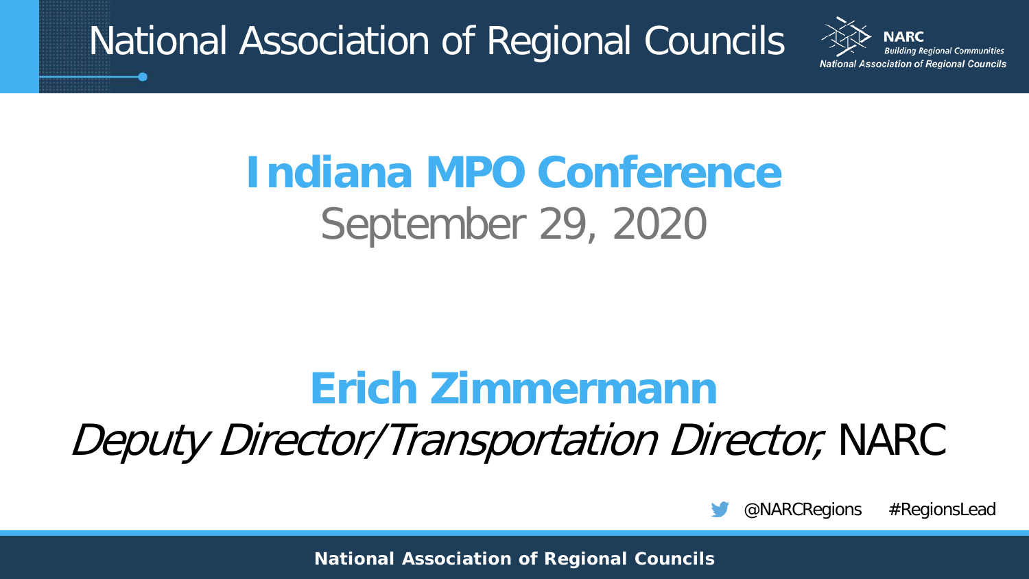# Indiana MPO Conference

September 29, 2020

## Erich Zimmermann

*Deputy Director/Transportation Director,* NARC

@NARCRegions #RegionsLead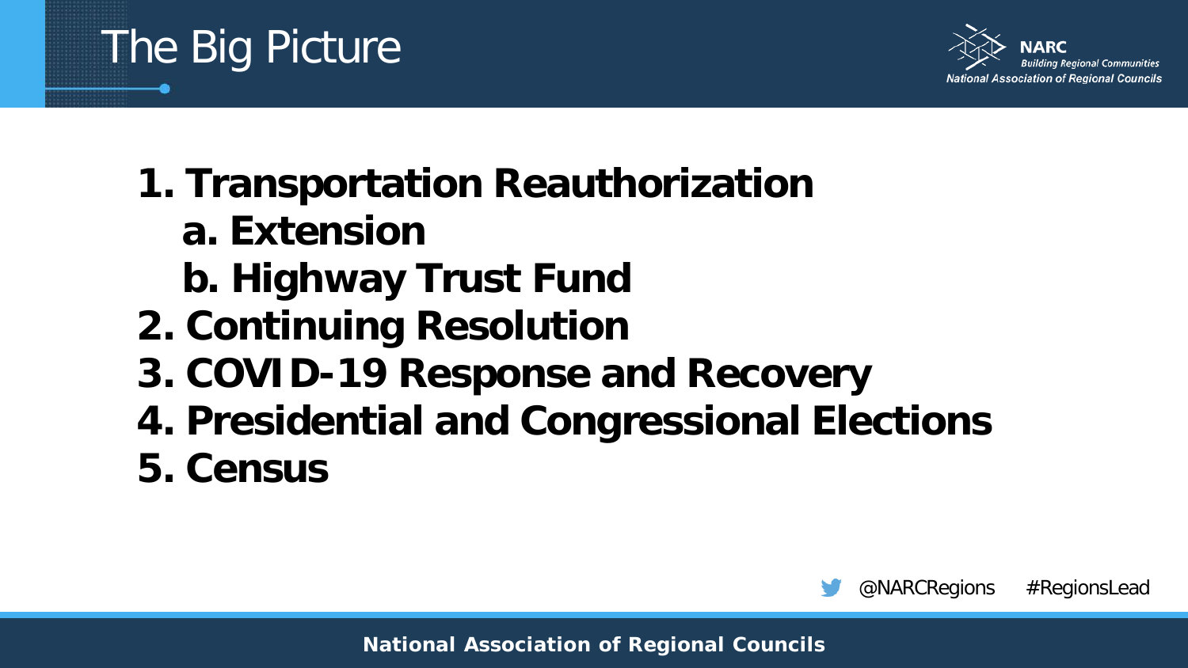# The Big Picture

1. Transportation Reauthorization
   a. Extension
   b. Highway Trust Fund
2. Continuing Resolution
3. COVID-19 Response and Recovery
4. Presidential and Congressional Elections
5. Census

@NARCRegions #RegionsLead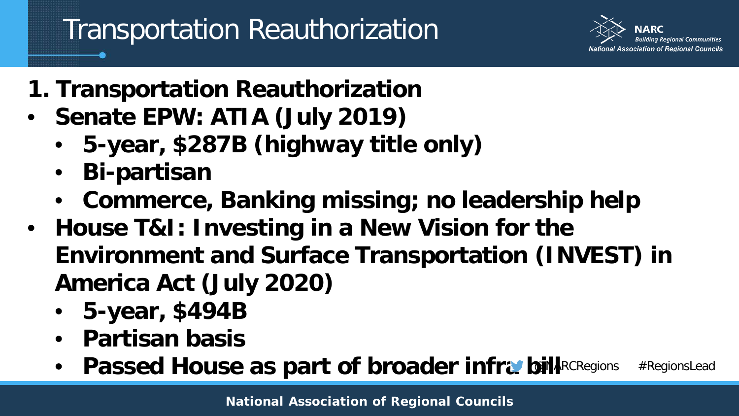# Transportation Reauthorization

1. **Transportation Reauthorization**

- **Senate EPW: ATIA (July 2019)**
  - **5-year, $287B (highway title only)**
  - **Bi-partisan**
  - **Commerce, Banking missing; no leadership help**
- **House T&I: Investing in a New Vision for the Environment and Surface Transportation (INVEST) in America Act (July 2020)**
  - **5-year, $494B**
  - **Partisan basis**
  - **Passed House as part of broader infra bill**

@NARCRegions #RegionsLead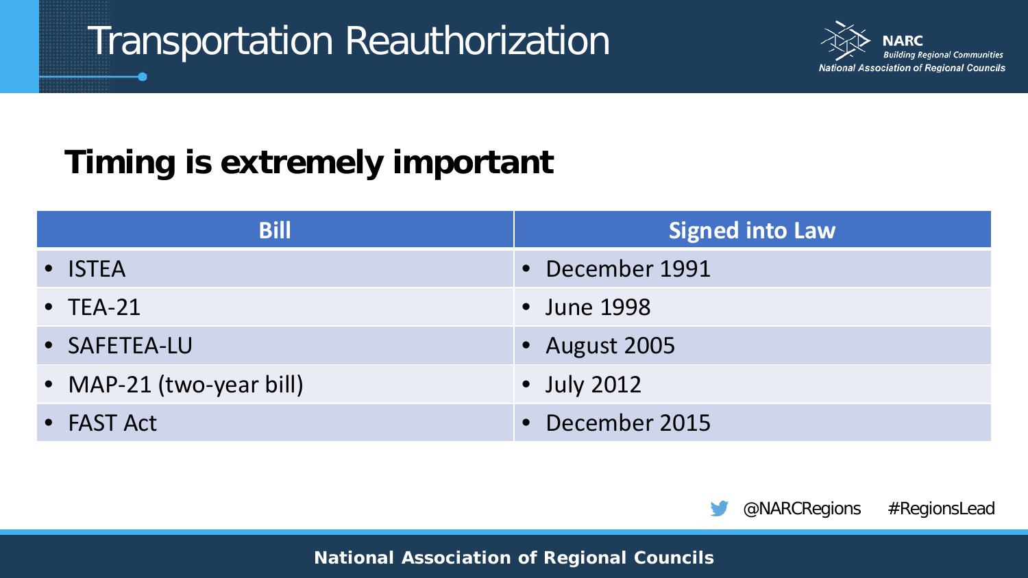# Transportation Reauthorization

## Timing is extremely important

| Bill | Signed into Law |
| --- | --- |
| • ISTEA | • December 1991 |
| • TEA-21 | • June 1998 |
| • SAFETEA-LU | • August 2005 |
| • MAP-21 (two-year bill) | • July 2012 |
| • FAST Act | • December 2015 |

@NARCRegions #RegionsLead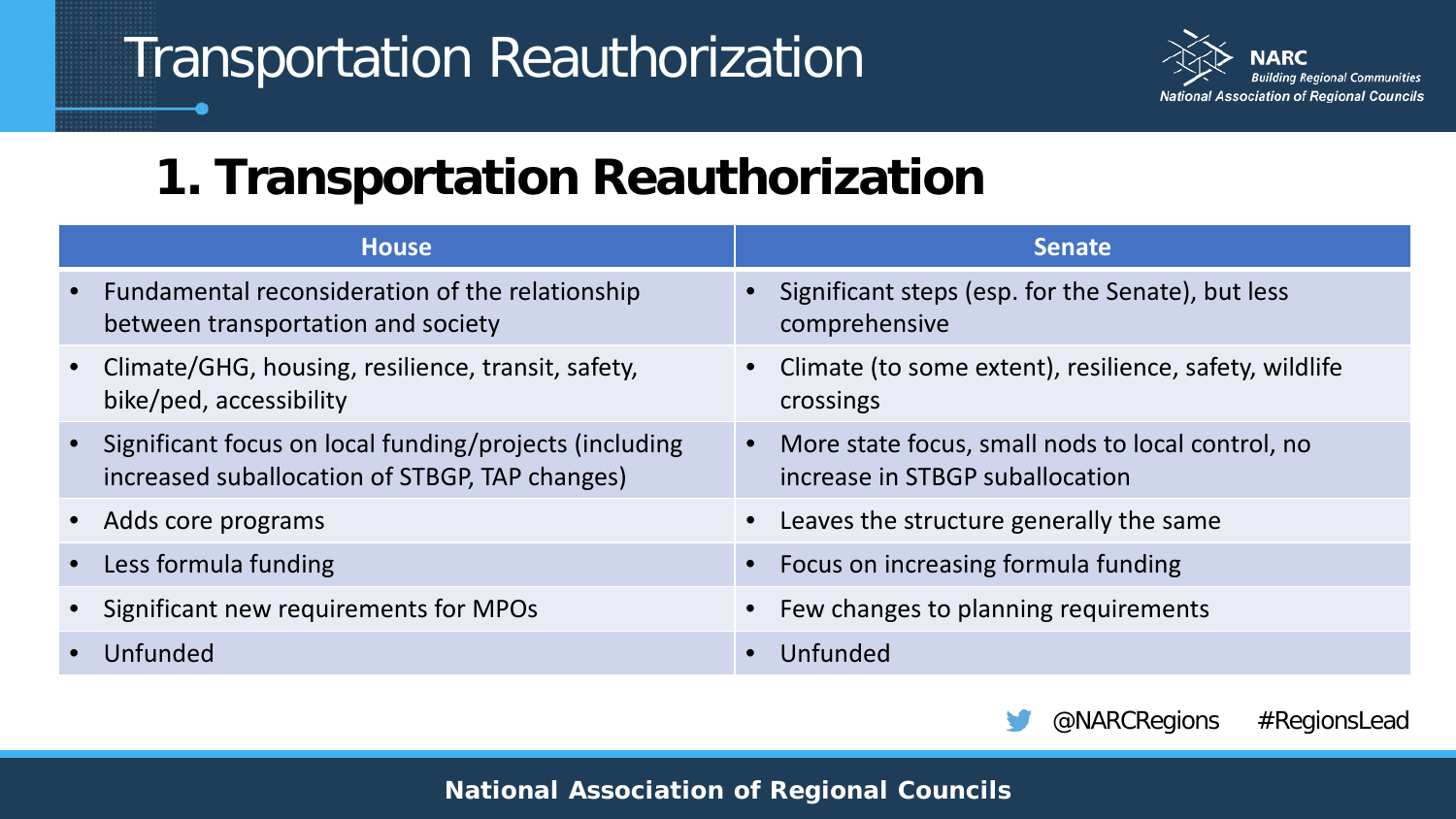# Transportation Reauthorization

## 1. Transportation Reauthorization

| House | Senate |
| --- | --- |
| • Fundamental reconsideration of the relationship between transportation and society | • Significant steps (esp. for the Senate), but less comprehensive |
| • Climate/GHG, housing, resilience, transit, safety, bike/ped, accessibility | • Climate (to some extent), resilience, safety, wildlife crossings |
| • Significant focus on local funding/projects (including increased suballocation of STBGP, TAP changes) | • More state focus, small nods to local control, no increase in STBGP suballocation |
| • Adds core programs | • Leaves the structure generally the same |
| • Less formula funding | • Focus on increasing formula funding |
| • Significant new requirements for MPOs | • Few changes to planning requirements |
| • Unfunded | • Unfunded |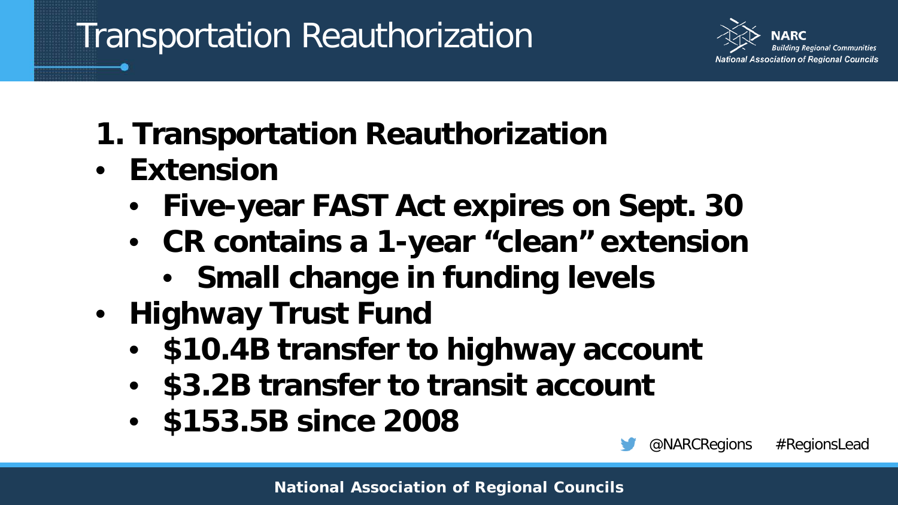# Transportation Reauthorization

## 1. Transportation Reauthorization

- **Extension**
  - **Five-year FAST Act expires on Sept. 30**
  - **CR contains a 1-year "clean" extension**
    - **Small change in funding levels**
- **Highway Trust Fund**
  - **$10.4B transfer to highway account**
  - **$3.2B transfer to transit account**
  - **$153.5B since 2008**

@NARCRegions #RegionsLead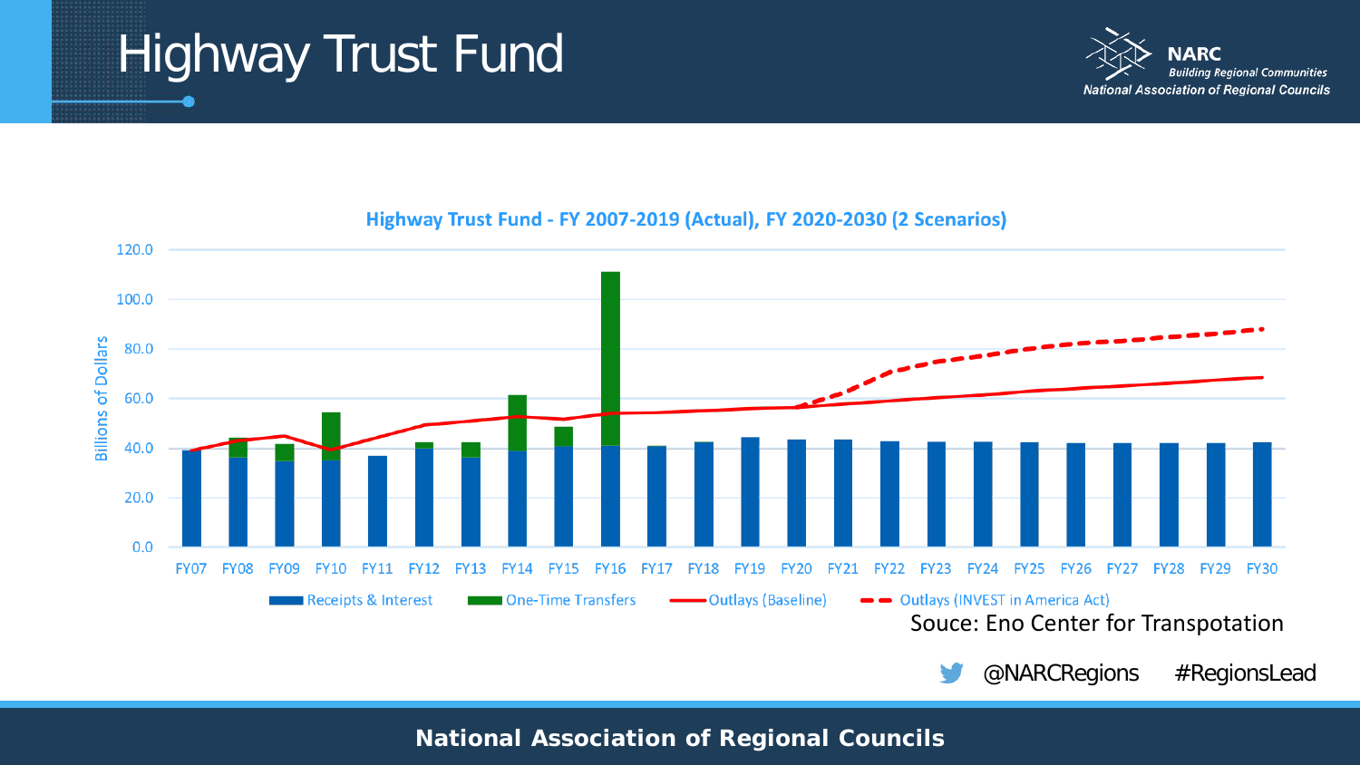# Highway Trust Fund

**Highway Trust Fund - FY 2007-2019 (Actual), FY 2020-2030 (2 Scenarios)**

Billions of Dollars

120.0
100.0
80.0
60.0
40.0
20.0
0.0

FY07 FY08 FY09 FY10 FY11 FY12 FY13 FY14 FY15 FY16 FY17 FY18 FY19 FY20 FY21 FY22 FY23 FY24 FY25 FY26 FY27 FY28 FY29 FY30

Receipts & Interest | One-Time Transfers | Outlays (Baseline) | Outlays (INVEST in America Act)

Souce: Eno Center for Transpotation

@NARCRegions #RegionsLead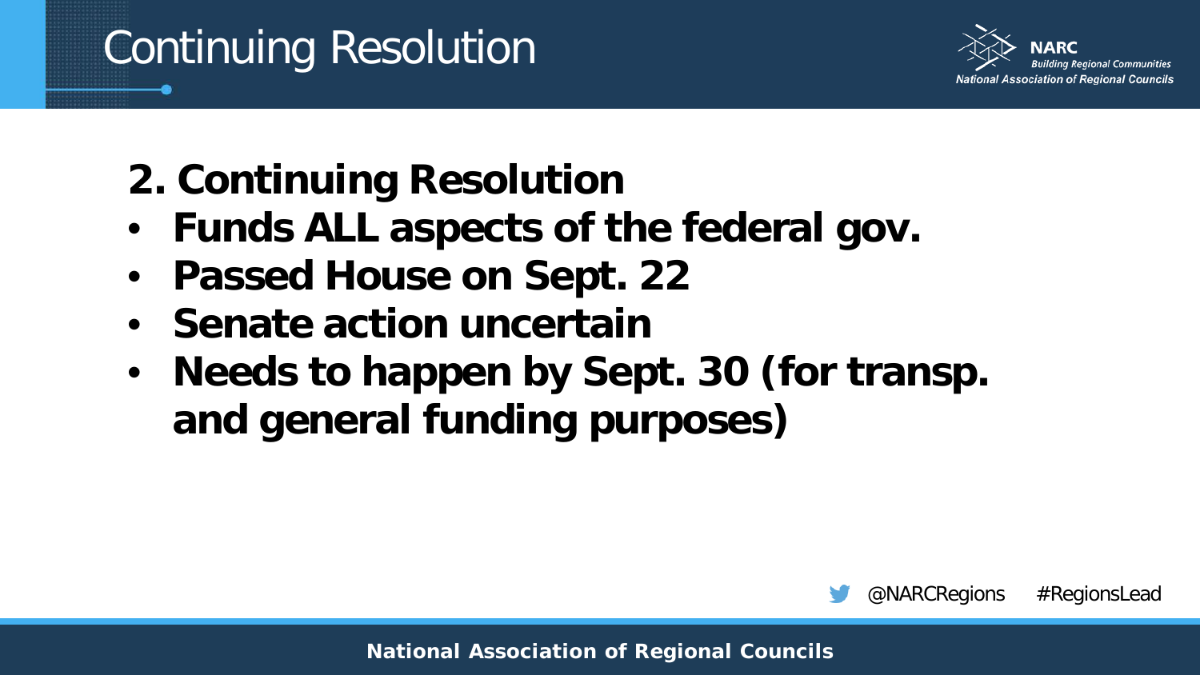# Continuing Resolution

**2. Continuing Resolution**

- **Funds ALL aspects of the federal gov.**
- **Passed House on Sept. 22**
- **Senate action uncertain**
- **Needs to happen by Sept. 30 (for transp. and general funding purposes)**

@NARCRegions #RegionsLead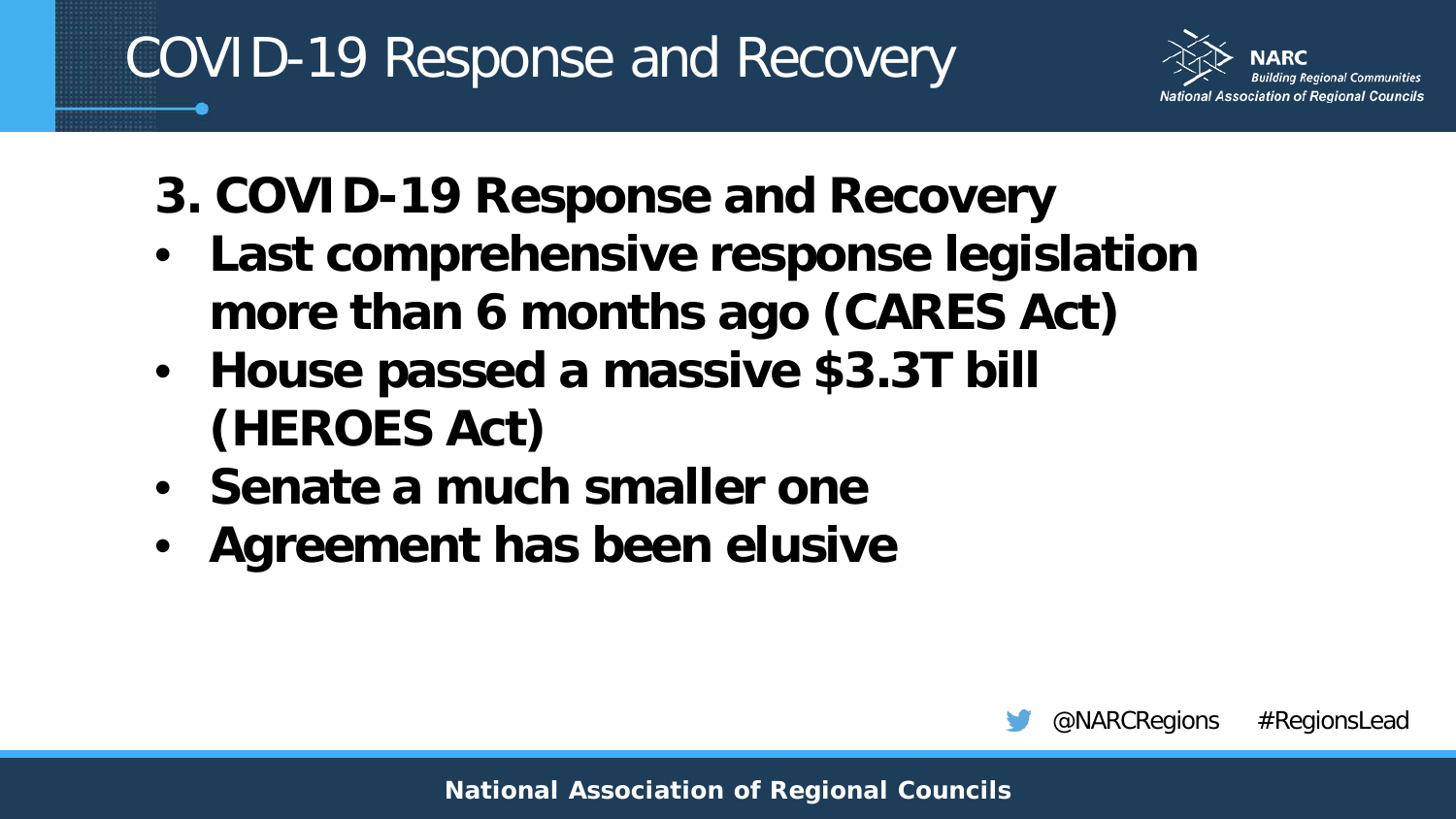# COVID-19 Response and Recovery

## 3. COVID-19 Response and Recovery

- **Last comprehensive response legislation more than 6 months ago (CARES Act)**
- **House passed a massive $3.3T bill (HEROES Act)**
- **Senate a much smaller one**
- **Agreement has been elusive**

@NARCRegions #RegionsLead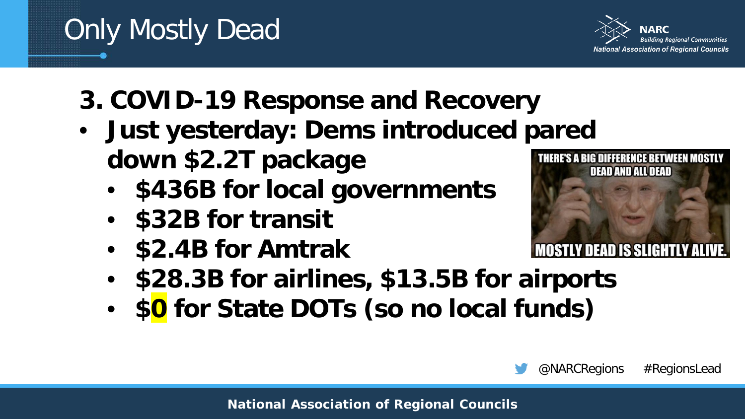# Only Mostly Dead

## 3. COVID-19 Response and Recovery

- **Just yesterday: Dems introduced pared down $2.2T package**
  - **$436B for local governments**
  - **$32B for transit**
  - **$2.4B for Amtrak**
  - **$28.3B for airlines, $13.5B for airports**
  - **$0 for State DOTs (so no local funds)**

@NARCRegions #RegionsLead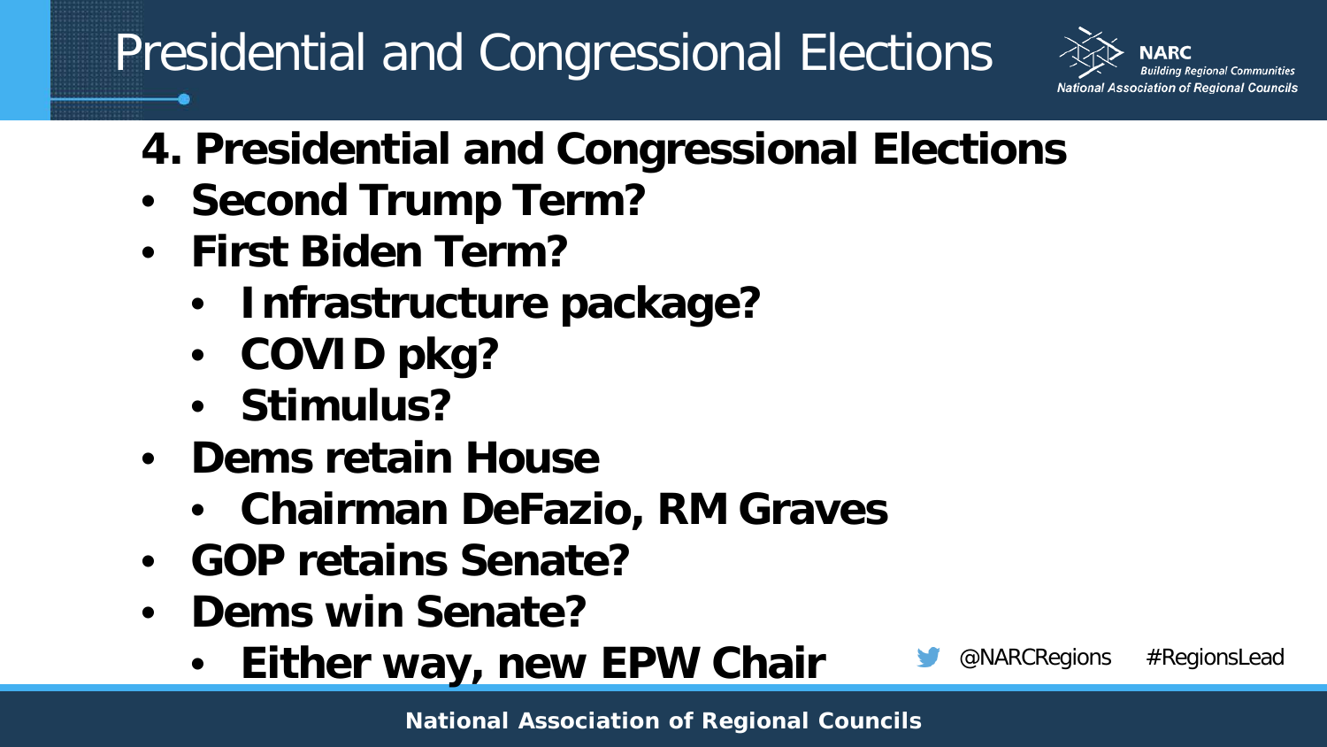# Presidential and Congressional Elections

## 4. Presidential and Congressional Elections

- Second Trump Term?
- First Biden Term?
  - Infrastructure package?
  - COVID pkg?
  - Stimulus?
- Dems retain House
  - Chairman DeFazio, RM Graves
- GOP retains Senate?
- Dems win Senate?
  - Either way, new EPW Chair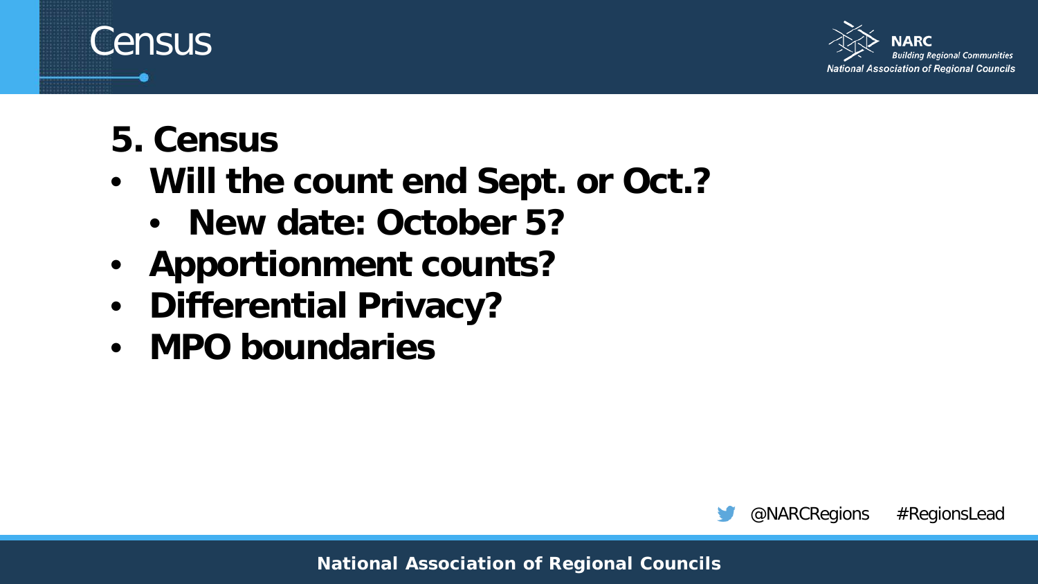# Census

## 5. Census

- Will the count end Sept. or Oct.?
  - New date: October 5?
- Apportionment counts?
- Differential Privacy?
- MPO boundaries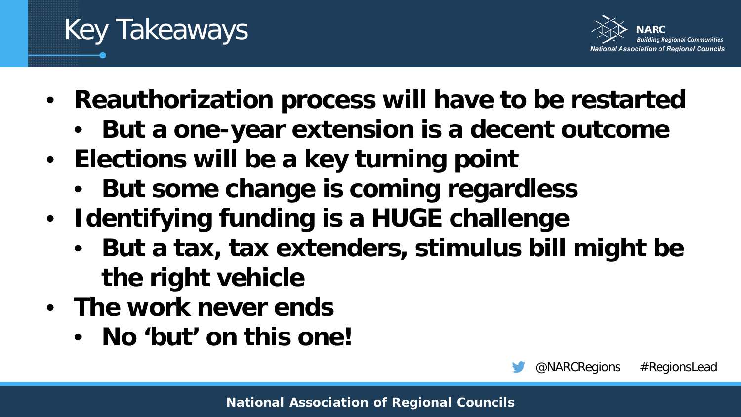# Key Takeaways

- **Reauthorization process will have to be restarted**
  - **But a one-year extension is a decent outcome**
- **Elections will be a key turning point**
  - **But some change is coming regardless**
- **Identifying funding is a HUGE challenge**
  - **But a tax, tax extenders, stimulus bill might be the right vehicle**
- **The work never ends**
  - **No 'but' on this one!**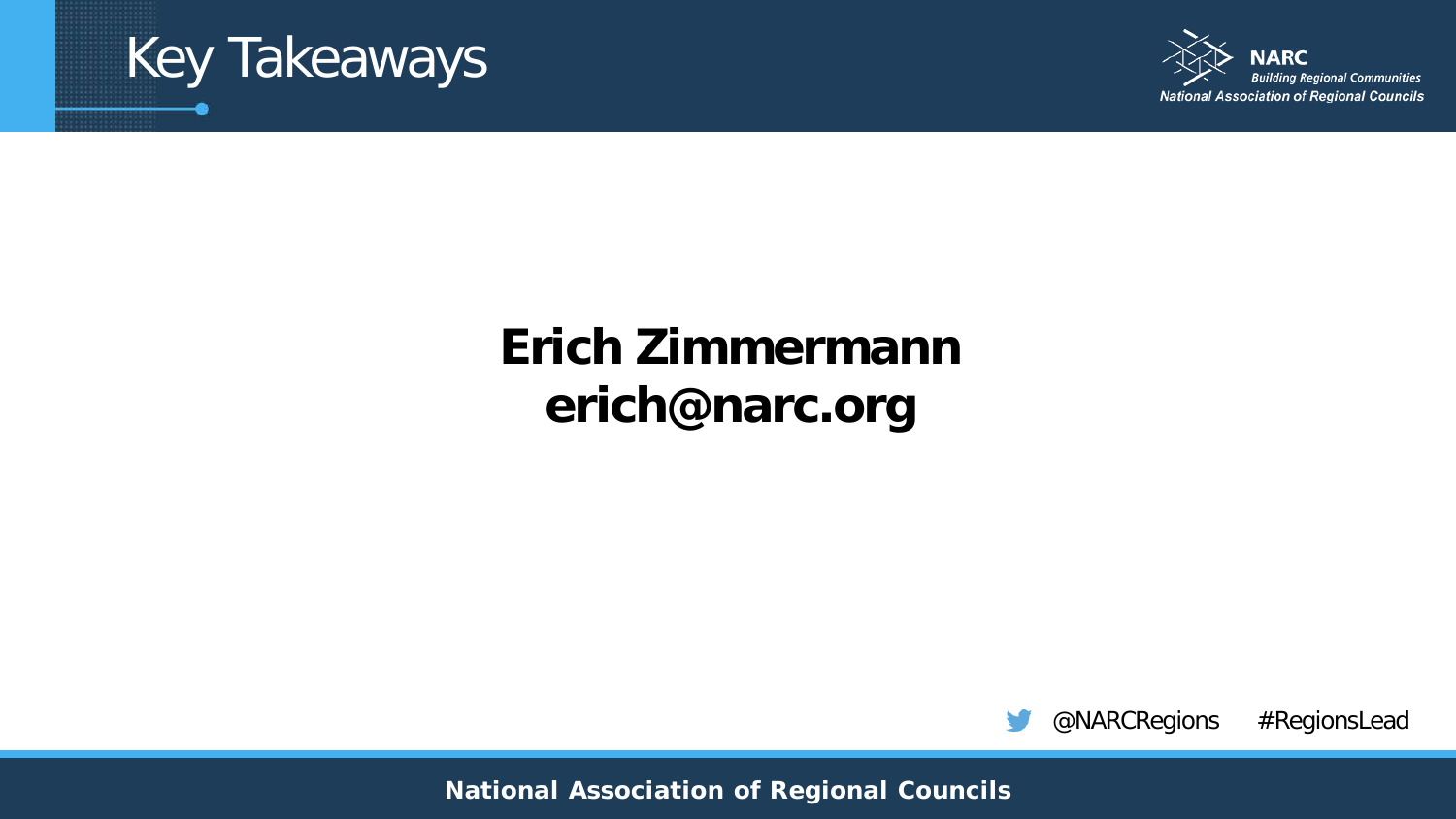# Key Takeaways

**Erich Zimmermann**
**erich@narc.org**

@NARCRegions #RegionsLead